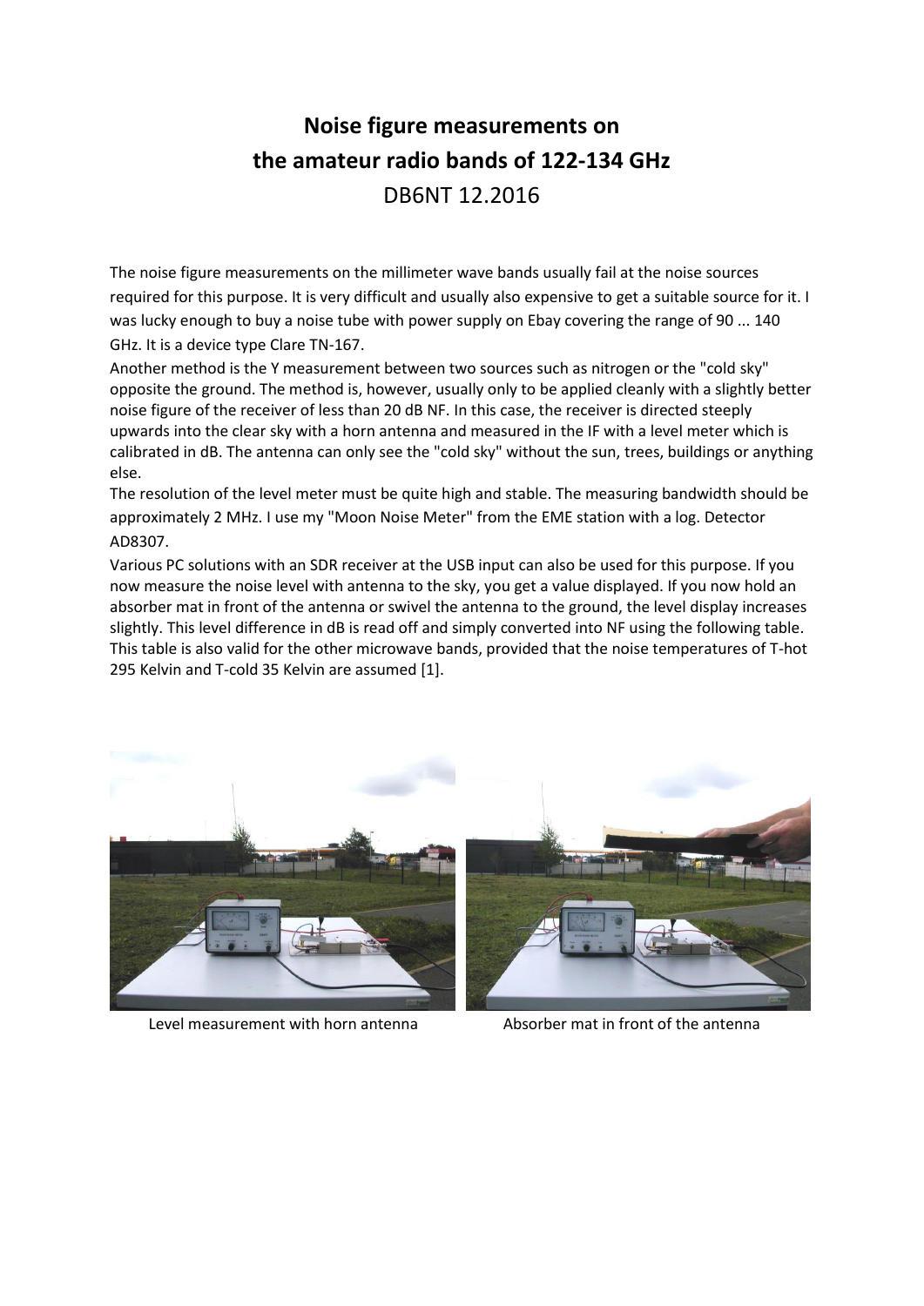# Noise figure measurements on the amateur radio bands of 122-134 GHz

DB6NT 12.2016

The noise figure measurements on the millimeter wave bands usually fail at the noise sources required for this purpose. It is very difficult and usually also expensive to get a suitable source for it. I was lucky enough to buy a noise tube with power supply on Ebay covering the range of 90 ... 140 GHz. It is a device type Clare TN-167.

Another method is the Y measurement between two sources such as nitrogen or the "cold sky" opposite the ground. The method is, however, usually only to be applied cleanly with a slightly better noise figure of the receiver of less than 20 dB NF. In this case, the receiver is directed steeply upwards into the clear sky with a horn antenna and measured in the IF with a level meter which is calibrated in dB. The antenna can only see the "cold sky" without the sun, trees, buildings or anything else.

The resolution of the level meter must be quite high and stable. The measuring bandwidth should be approximately 2 MHz. I use my "Moon Noise Meter" from the EME station with a log. Detector AD8307.

Various PC solutions with an SDR receiver at the USB input can also be used for this purpose. If you now measure the noise level with antenna to the sky, you get a value displayed. If you now hold an absorber mat in front of the antenna or swivel the antenna to the ground, the level display increases slightly. This level difference in dB is read off and simply converted into NF using the following table. This table is also valid for the other microwave bands, provided that the noise temperatures of T-hot 295 Kelvin and T-cold 35 Kelvin are assumed [1].

Level measurement with horn antenna

Absorber mat in front of the antenna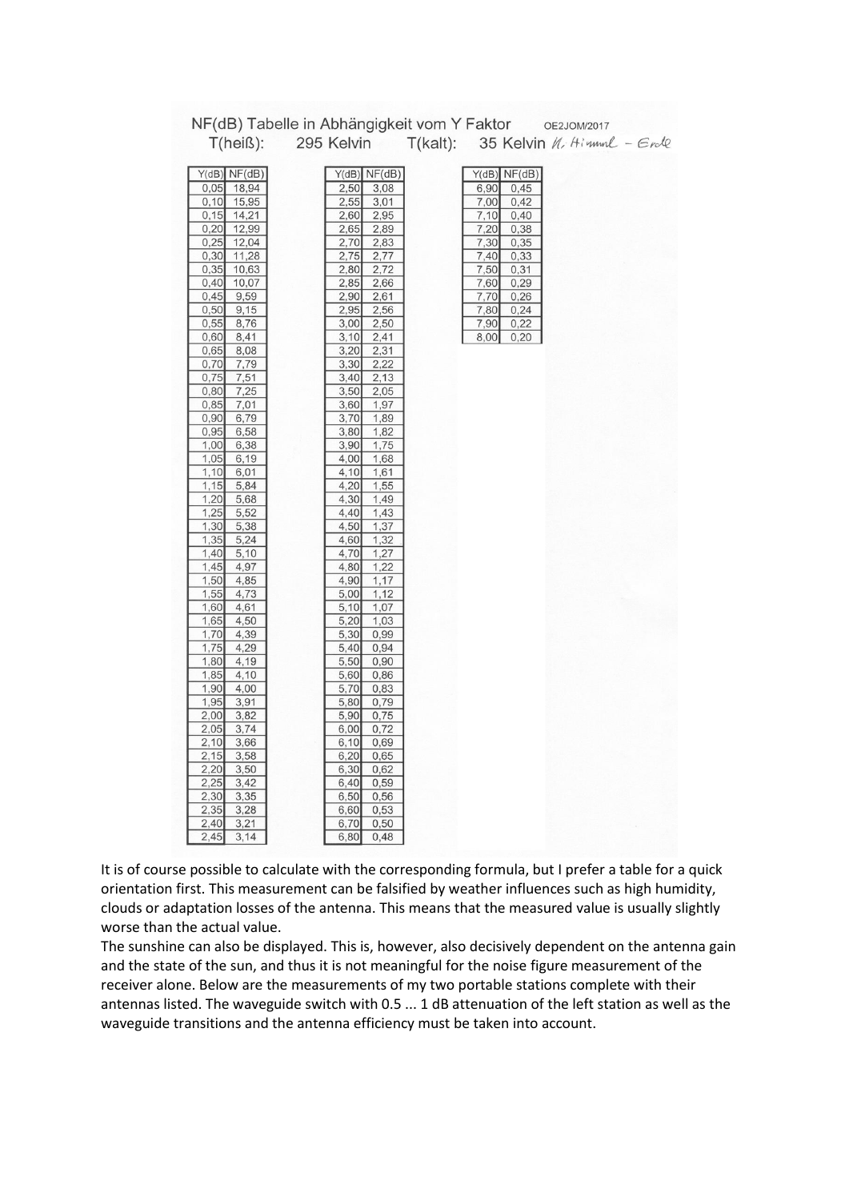NF(dB) Tabelle in Abhängigkeit vom Y Faktor OE2JOM/2017

T(heiß): 295 Kelvin T(kalt): 35 Kelvin *H. Himmel – Erde*

| Y(dB) | NF(dB) |
|---|---|
| 0,05 | 18,94 |
| 0,10 | 15,95 |
| 0,15 | 14,21 |
| 0,20 | 12,99 |
| 0,25 | 12,04 |
| 0,30 | 11,28 |
| 0,35 | 10,63 |
| 0,40 | 10,07 |
| 0,45 | 9,59 |
| 0,50 | 9,15 |
| 0,55 | 8,76 |
| 0,60 | 8,41 |
| 0,65 | 8,08 |
| 0,70 | 7,79 |
| 0,75 | 7,51 |
| 0,80 | 7,25 |
| 0,85 | 7,01 |
| 0,90 | 6,79 |
| 0,95 | 6,58 |
| 1,00 | 6,38 |
| 1,05 | 6,19 |
| 1,10 | 6,01 |
| 1,15 | 5,84 |
| 1,20 | 5,68 |
| 1,25 | 5,52 |
| 1,30 | 5,38 |
| 1,35 | 5,24 |
| 1,40 | 5,10 |
| 1,45 | 4,97 |
| 1,50 | 4,85 |
| 1,55 | 4,73 |
| 1,60 | 4,61 |
| 1,65 | 4,50 |
| 1,70 | 4,39 |
| 1,75 | 4,29 |
| 1,80 | 4,19 |
| 1,85 | 4,10 |
| 1,90 | 4,00 |
| 1,95 | 3,91 |
| 2,00 | 3,82 |
| 2,05 | 3,74 |
| 2,10 | 3,66 |
| 2,15 | 3,58 |
| 2,20 | 3,50 |
| 2,25 | 3,42 |
| 2,30 | 3,35 |
| 2,35 | 3,28 |
| 2,40 | 3,21 |
| 2,45 | 3,14 |

| Y(dB) | NF(dB) |
|---|---|
| 2,50 | 3,08 |
| 2,55 | 3,01 |
| 2,60 | 2,95 |
| 2,65 | 2,89 |
| 2,70 | 2,83 |
| 2,75 | 2,77 |
| 2,80 | 2,72 |
| 2,85 | 2,66 |
| 2,90 | 2,61 |
| 2,95 | 2,56 |
| 3,00 | 2,50 |
| 3,10 | 2,41 |
| 3,20 | 2,31 |
| 3,30 | 2,22 |
| 3,40 | 2,13 |
| 3,50 | 2,05 |
| 3,60 | 1,97 |
| 3,70 | 1,89 |
| 3,80 | 1,82 |
| 3,90 | 1,75 |
| 4,00 | 1,68 |
| 4,10 | 1,61 |
| 4,20 | 1,55 |
| 4,30 | 1,49 |
| 4,40 | 1,43 |
| 4,50 | 1,37 |
| 4,60 | 1,32 |
| 4,70 | 1,27 |
| 4,80 | 1,22 |
| 4,90 | 1,17 |
| 5,00 | 1,12 |
| 5,10 | 1,07 |
| 5,20 | 1,03 |
| 5,30 | 0,99 |
| 5,40 | 0,94 |
| 5,50 | 0,90 |
| 5,60 | 0,86 |
| 5,70 | 0,83 |
| 5,80 | 0,79 |
| 5,90 | 0,75 |
| 6,00 | 0,72 |
| 6,10 | 0,69 |
| 6,20 | 0,65 |
| 6,30 | 0,62 |
| 6,40 | 0,59 |
| 6,50 | 0,56 |
| 6,60 | 0,53 |
| 6,70 | 0,50 |
| 6,80 | 0,48 |

| Y(dB) | NF(dB) |
|---|---|
| 6,90 | 0,45 |
| 7,00 | 0,42 |
| 7,10 | 0,40 |
| 7,20 | 0,38 |
| 7,30 | 0,35 |
| 7,40 | 0,33 |
| 7,50 | 0,31 |
| 7,60 | 0,29 |
| 7,70 | 0,26 |
| 7,80 | 0,24 |
| 7,90 | 0,22 |
| 8,00 | 0,20 |

It is of course possible to calculate with the corresponding formula, but I prefer a table for a quick orientation first. This measurement can be falsified by weather influences such as high humidity, clouds or adaptation losses of the antenna. This means that the measured value is usually slightly worse than the actual value.

The sunshine can also be displayed. This is, however, also decisively dependent on the antenna gain and the state of the sun, and thus it is not meaningful for the noise figure measurement of the receiver alone. Below are the measurements of my two portable stations complete with their antennas listed. The waveguide switch with 0.5 ... 1 dB attenuation of the left station as well as the waveguide transitions and the antenna efficiency must be taken into account.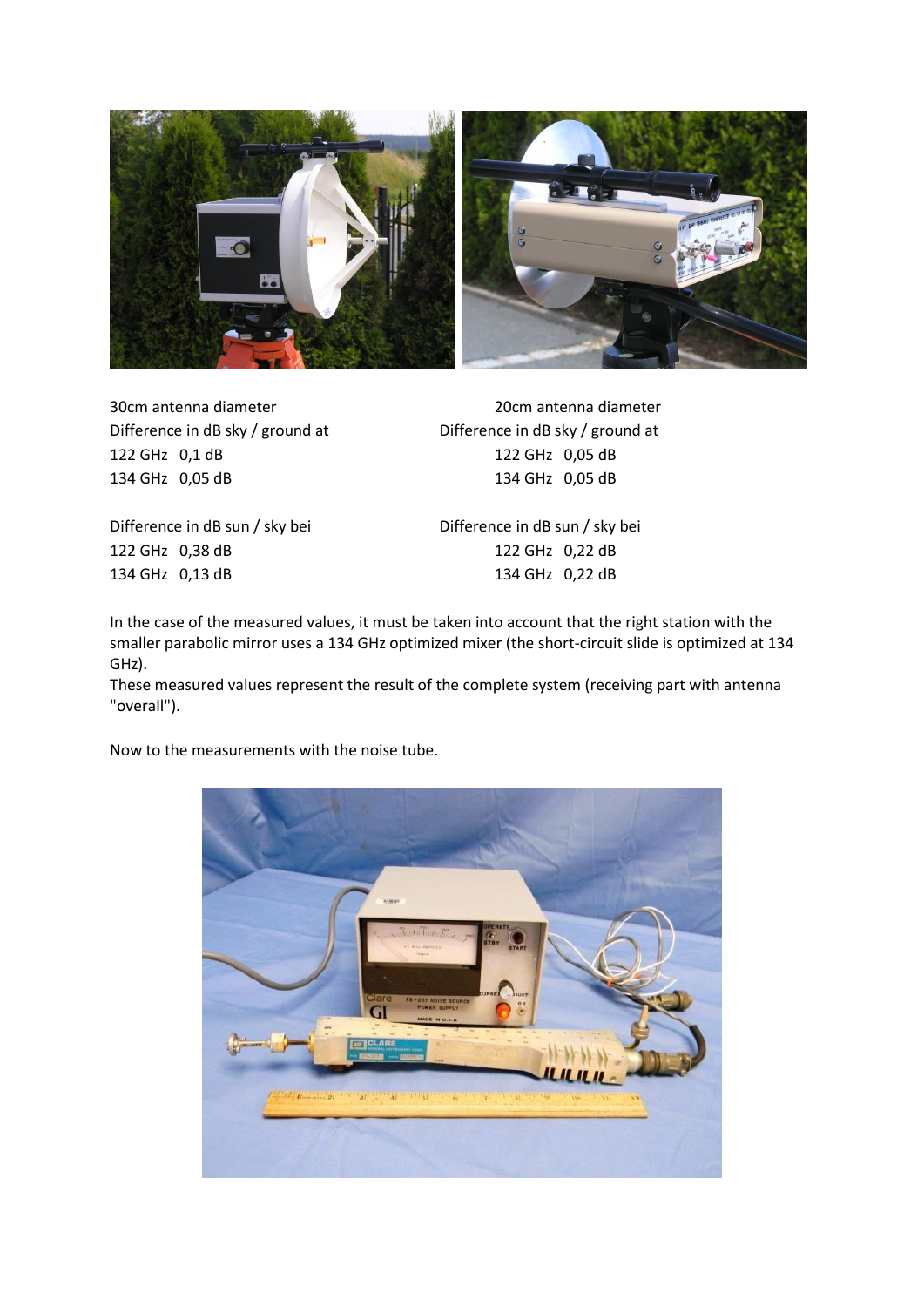30cm antenna diameter
Difference in dB sky / ground at
122 GHz 0,1 dB
134 GHz 0,05 dB

Difference in dB sun / sky bei
122 GHz 0,38 dB
134 GHz 0,13 dB

20cm antenna diameter
Difference in dB sky / ground at
122 GHz 0,05 dB
134 GHz 0,05 dB

Difference in dB sun / sky bei
122 GHz 0,22 dB
134 GHz 0,22 dB

In the case of the measured values, it must be taken into account that the right station with the smaller parabolic mirror uses a 134 GHz optimized mixer (the short-circuit slide is optimized at 134 GHz).
These measured values represent the result of the complete system (receiving part with antenna "overall").

Now to the measurements with the noise tube.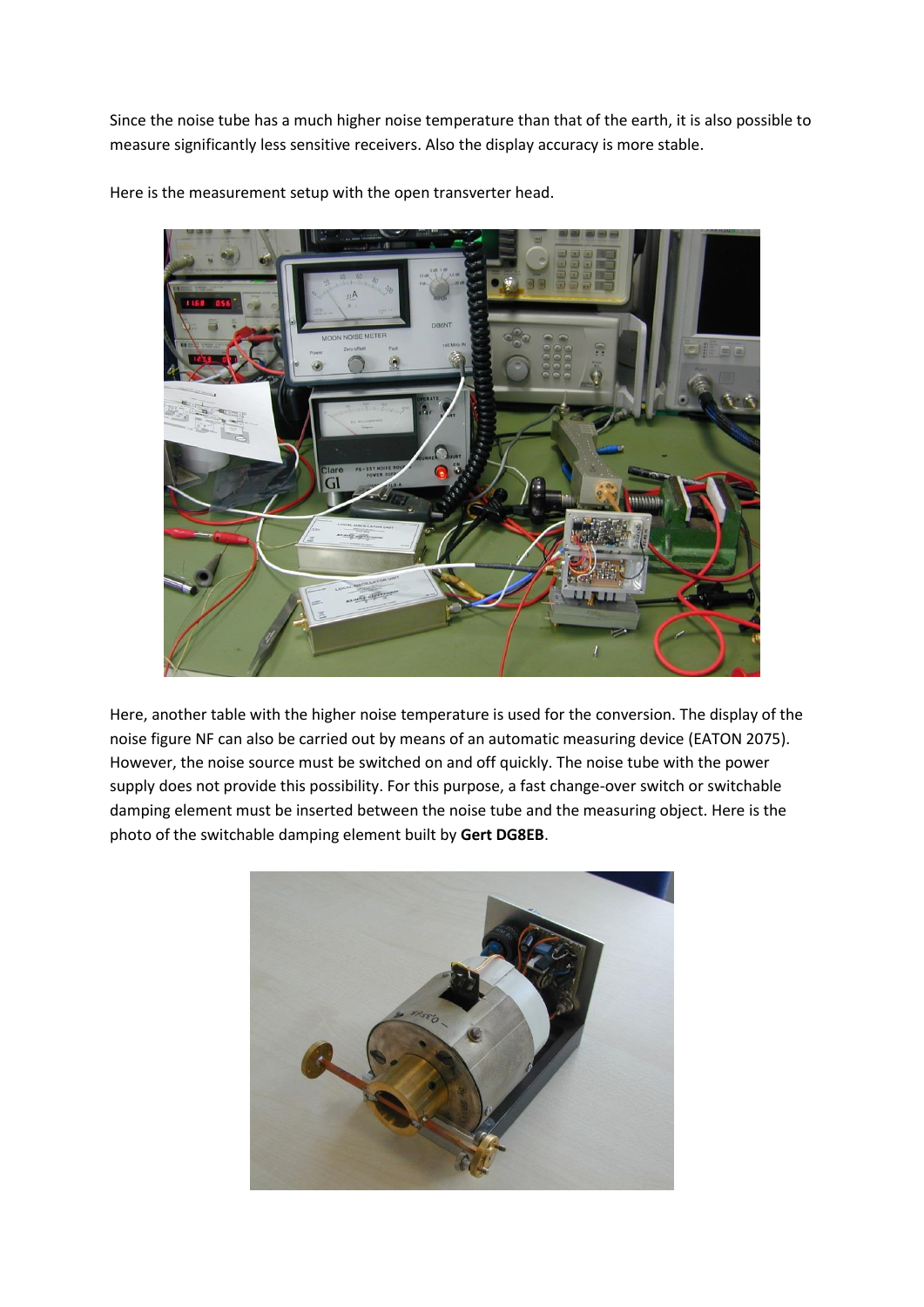Since the noise tube has a much higher noise temperature than that of the earth, it is also possible to measure significantly less sensitive receivers. Also the display accuracy is more stable.

Here is the measurement setup with the open transverter head.

Here, another table with the higher noise temperature is used for the conversion. The display of the noise figure NF can also be carried out by means of an automatic measuring device (EATON 2075). However, the noise source must be switched on and off quickly. The noise tube with the power supply does not provide this possibility. For this purpose, a fast change-over switch or switchable damping element must be inserted between the noise tube and the measuring object. Here is the photo of the switchable damping element built by **Gert DG8EB**.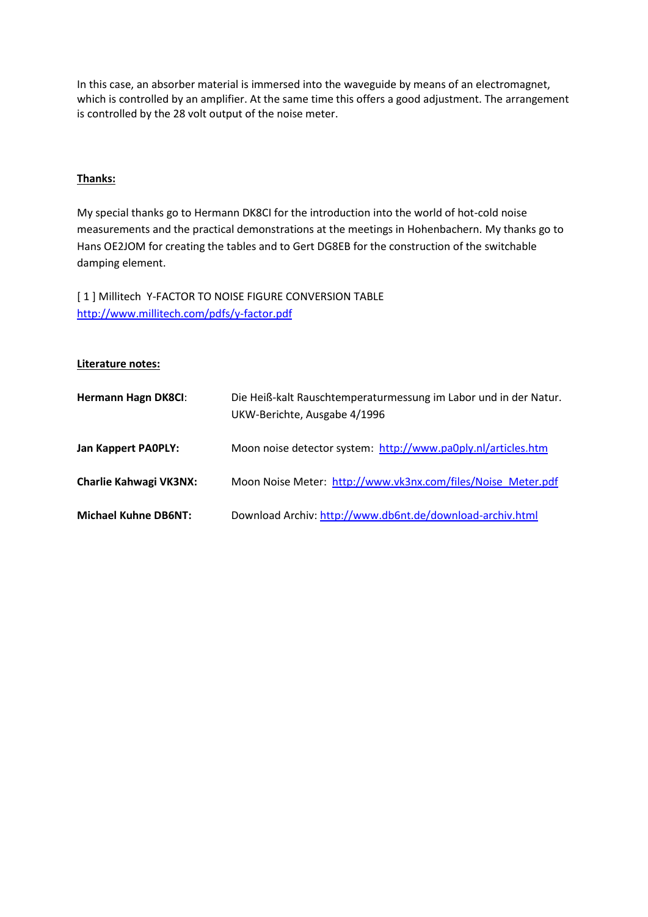In this case, an absorber material is immersed into the waveguide by means of an electromagnet, which is controlled by an amplifier. At the same time this offers a good adjustment. The arrangement is controlled by the 28 volt output of the noise meter.

**Thanks:**

My special thanks go to Hermann DK8CI for the introduction into the world of hot-cold noise measurements and the practical demonstrations at the meetings in Hohenbachern. My thanks go to Hans OE2JOM for creating the tables and to Gert DG8EB for the construction of the switchable damping element.

[ 1 ] Millitech Y-FACTOR TO NOISE FIGURE CONVERSION TABLE
[http://www.millitech.com/pdfs/y-factor.pdf](http://www.millitech.com/pdfs/y-factor.pdf)

**Literature notes:**

| | |
|---|---|
| **Hermann Hagn DK8CI**: | Die Heiß-kalt Rauschtemperaturmessung im Labor und in der Natur. UKW-Berichte, Ausgabe 4/1996 |
| **Jan Kappert PA0PLY:** | Moon noise detector system: [http://www.pa0ply.nl/articles.htm](http://www.pa0ply.nl/articles.htm) |
| **Charlie Kahwagi VK3NX:** | Moon Noise Meter: [http://www.vk3nx.com/files/Noise_Meter.pdf](http://www.vk3nx.com/files/Noise_Meter.pdf) |
| **Michael Kuhne DB6NT:** | Download Archiv: [http://www.db6nt.de/download-archiv.html](http://www.db6nt.de/download-archiv.html) |